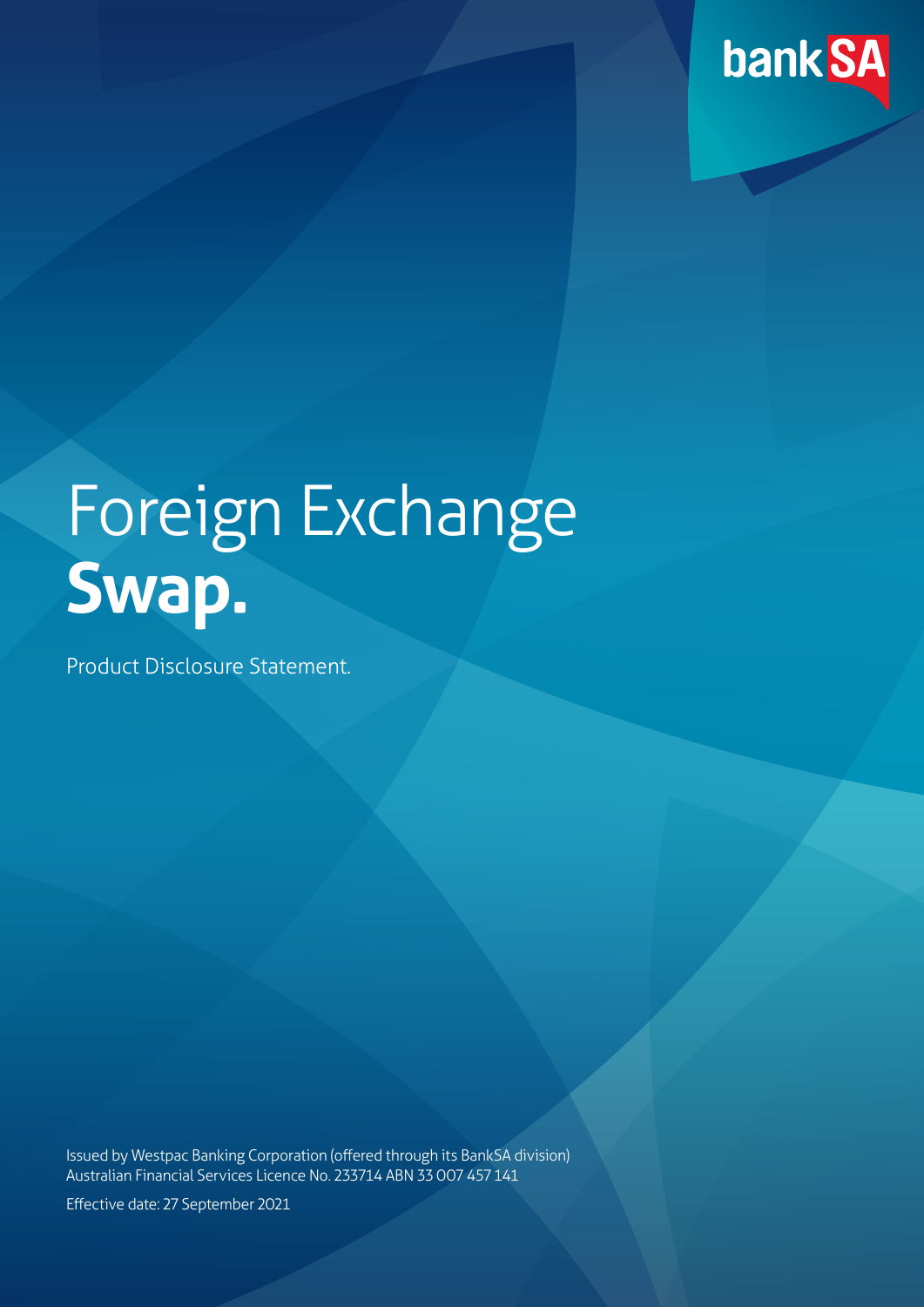bankSA

# Foreign Exchange **Swap.**

Product Disclosure Statement.

Issued by Westpac Banking Corporation (offered through its BankSA division)
Australian Financial Services Licence No. 233714 ABN 33 007 457 141

Effective date: 27 September 2021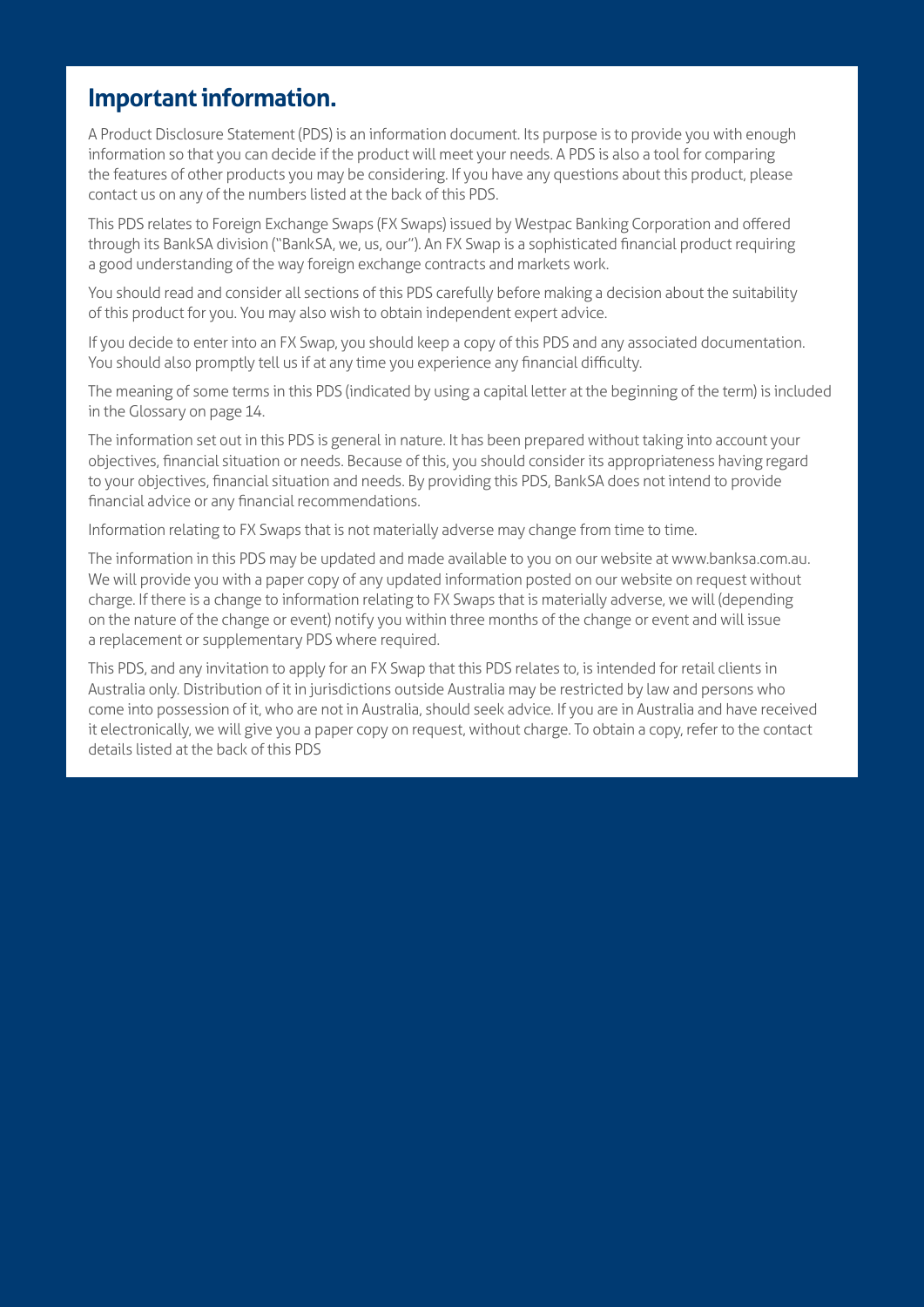## Important information.

A Product Disclosure Statement (PDS) is an information document. Its purpose is to provide you with enough information so that you can decide if the product will meet your needs. A PDS is also a tool for comparing the features of other products you may be considering. If you have any questions about this product, please contact us on any of the numbers listed at the back of this PDS.

This PDS relates to Foreign Exchange Swaps (FX Swaps) issued by Westpac Banking Corporation and offered through its BankSA division ("BankSA, we, us, our"). An FX Swap is a sophisticated financial product requiring a good understanding of the way foreign exchange contracts and markets work.

You should read and consider all sections of this PDS carefully before making a decision about the suitability of this product for you. You may also wish to obtain independent expert advice.

If you decide to enter into an FX Swap, you should keep a copy of this PDS and any associated documentation. You should also promptly tell us if at any time you experience any financial difficulty.

The meaning of some terms in this PDS (indicated by using a capital letter at the beginning of the term) is included in the Glossary on page 14.

The information set out in this PDS is general in nature. It has been prepared without taking into account your objectives, financial situation or needs. Because of this, you should consider its appropriateness having regard to your objectives, financial situation and needs. By providing this PDS, BankSA does not intend to provide financial advice or any financial recommendations.

Information relating to FX Swaps that is not materially adverse may change from time to time.

The information in this PDS may be updated and made available to you on our website at www.banksa.com.au. We will provide you with a paper copy of any updated information posted on our website on request without charge. If there is a change to information relating to FX Swaps that is materially adverse, we will (depending on the nature of the change or event) notify you within three months of the change or event and will issue a replacement or supplementary PDS where required.

This PDS, and any invitation to apply for an FX Swap that this PDS relates to, is intended for retail clients in Australia only. Distribution of it in jurisdictions outside Australia may be restricted by law and persons who come into possession of it, who are not in Australia, should seek advice. If you are in Australia and have received it electronically, we will give you a paper copy on request, without charge. To obtain a copy, refer to the contact details listed at the back of this PDS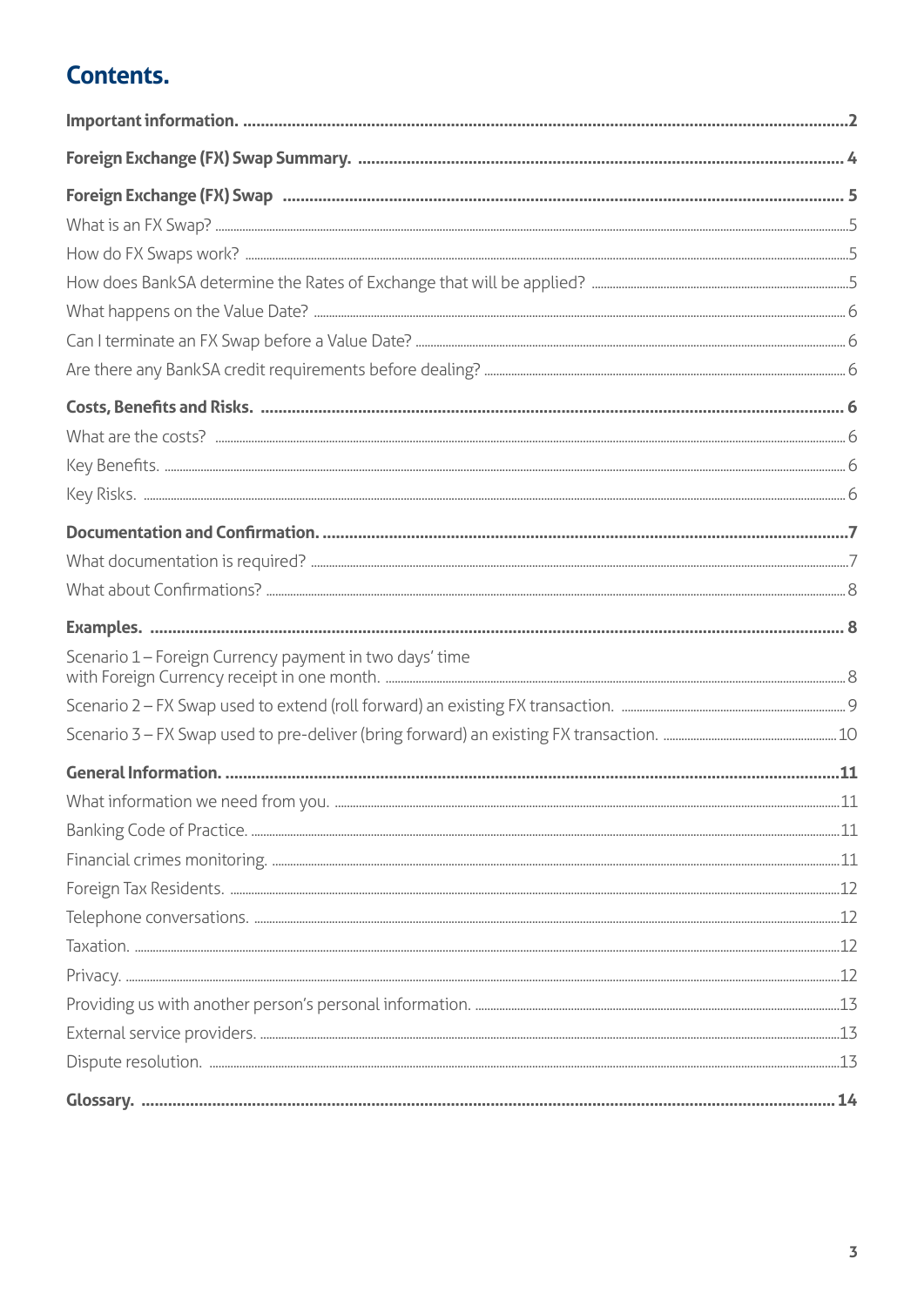# Contents.

**Important information.** ........ **2**

**Foreign Exchange (FX) Swap Summary.** ........ **4**

**Foreign Exchange (FX) Swap** ........ **5**

What is an FX Swap? ........ 5

How do FX Swaps work? ........ 5

How does BankSA determine the Rates of Exchange that will be applied? ........ 5

What happens on the Value Date? ........ 6

Can I terminate an FX Swap before a Value Date? ........ 6

Are there any BankSA credit requirements before dealing? ........ 6

**Costs, Benefits and Risks.** ........ **6**

What are the costs? ........ 6

Key Benefits. ........ 6

Key Risks. ........ 6

**Documentation and Confirmation.** ........ **7**

What documentation is required? ........ 7

What about Confirmations? ........ 8

**Examples.** ........ **8**

Scenario 1 – Foreign Currency payment in two days' time with Foreign Currency receipt in one month. ........ 8

Scenario 2 – FX Swap used to extend (roll forward) an existing FX transaction. ........ 9

Scenario 3 – FX Swap used to pre-deliver (bring forward) an existing FX transaction. ........ 10

**General Information.** ........ **11**

What information we need from you. ........ 11

Banking Code of Practice. ........ 11

Financial crimes monitoring. ........ 11

Foreign Tax Residents. ........ 12

Telephone conversations. ........ 12

Taxation. ........ 12

Privacy. ........ 12

Providing us with another person's personal information. ........ 13

External service providers. ........ 13

Dispute resolution. ........ 13

**Glossary.** ........ **14**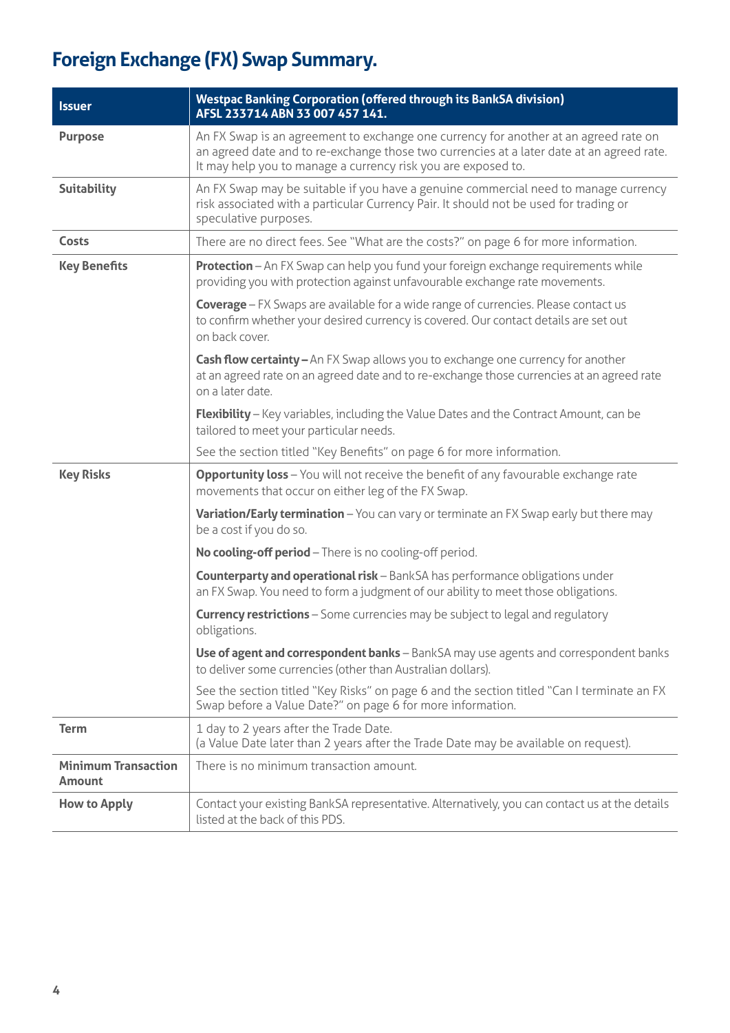# Foreign Exchange (FX) Swap Summary.

| Issuer | Westpac Banking Corporation (offered through its BankSA division) AFSL 233714 ABN 33 007 457 141. |
|---|---|
| Purpose | An FX Swap is an agreement to exchange one currency for another at an agreed rate on an agreed date and to re-exchange those two currencies at a later date at an agreed rate. It may help you to manage a currency risk you are exposed to. |
| Suitability | An FX Swap may be suitable if you have a genuine commercial need to manage currency risk associated with a particular Currency Pair. It should not be used for trading or speculative purposes. |
| Costs | There are no direct fees. See "What are the costs?" on page 6 for more information. |
| Key Benefits | **Protection** – An FX Swap can help you fund your foreign exchange requirements while providing you with protection against unfavourable exchange rate movements.<br><br>**Coverage** – FX Swaps are available for a wide range of currencies. Please contact us to confirm whether your desired currency is covered. Our contact details are set out on back cover.<br><br>**Cash flow certainty –** An FX Swap allows you to exchange one currency for another at an agreed rate on an agreed date and to re-exchange those currencies at an agreed rate on a later date.<br><br>**Flexibility** – Key variables, including the Value Dates and the Contract Amount, can be tailored to meet your particular needs.<br><br>See the section titled "Key Benefits" on page 6 for more information. |
| Key Risks | **Opportunity loss** – You will not receive the benefit of any favourable exchange rate movements that occur on either leg of the FX Swap.<br><br>**Variation/Early termination** – You can vary or terminate an FX Swap early but there may be a cost if you do so.<br><br>**No cooling-off period** – There is no cooling-off period.<br><br>**Counterparty and operational risk** – BankSA has performance obligations under an FX Swap. You need to form a judgment of our ability to meet those obligations.<br><br>**Currency restrictions** – Some currencies may be subject to legal and regulatory obligations.<br><br>**Use of agent and correspondent banks** – BankSA may use agents and correspondent banks to deliver some currencies (other than Australian dollars).<br><br>See the section titled "Key Risks" on page 6 and the section titled "Can I terminate an FX Swap before a Value Date?" on page 6 for more information. |
| Term | 1 day to 2 years after the Trade Date.<br>(a Value Date later than 2 years after the Trade Date may be available on request). |
| Minimum Transaction Amount | There is no minimum transaction amount. |
| How to Apply | Contact your existing BankSA representative. Alternatively, you can contact us at the details listed at the back of this PDS. |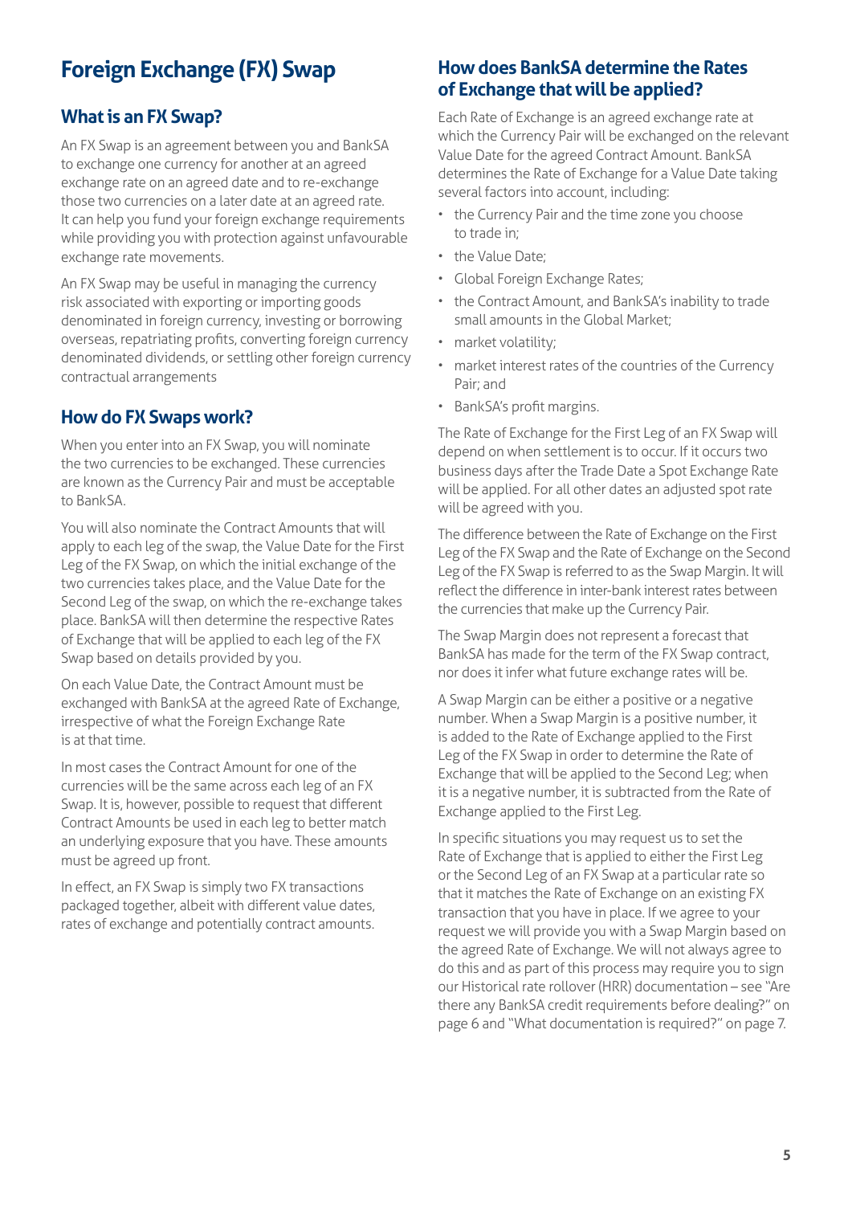# Foreign Exchange (FX) Swap

## What is an FX Swap?

An FX Swap is an agreement between you and BankSA to exchange one currency for another at an agreed exchange rate on an agreed date and to re-exchange those two currencies on a later date at an agreed rate. It can help you fund your foreign exchange requirements while providing you with protection against unfavourable exchange rate movements.

An FX Swap may be useful in managing the currency risk associated with exporting or importing goods denominated in foreign currency, investing or borrowing overseas, repatriating profits, converting foreign currency denominated dividends, or settling other foreign currency contractual arrangements

## How do FX Swaps work?

When you enter into an FX Swap, you will nominate the two currencies to be exchanged. These currencies are known as the Currency Pair and must be acceptable to BankSA.

You will also nominate the Contract Amounts that will apply to each leg of the swap, the Value Date for the First Leg of the FX Swap, on which the initial exchange of the two currencies takes place, and the Value Date for the Second Leg of the swap, on which the re-exchange takes place. BankSA will then determine the respective Rates of Exchange that will be applied to each leg of the FX Swap based on details provided by you.

On each Value Date, the Contract Amount must be exchanged with BankSA at the agreed Rate of Exchange, irrespective of what the Foreign Exchange Rate is at that time.

In most cases the Contract Amount for one of the currencies will be the same across each leg of an FX Swap. It is, however, possible to request that different Contract Amounts be used in each leg to better match an underlying exposure that you have. These amounts must be agreed up front.

In effect, an FX Swap is simply two FX transactions packaged together, albeit with different value dates, rates of exchange and potentially contract amounts.

## How does BankSA determine the Rates of Exchange that will be applied?

Each Rate of Exchange is an agreed exchange rate at which the Currency Pair will be exchanged on the relevant Value Date for the agreed Contract Amount. BankSA determines the Rate of Exchange for a Value Date taking several factors into account, including:

- the Currency Pair and the time zone you choose to trade in;
- the Value Date;
- Global Foreign Exchange Rates;
- the Contract Amount, and BankSA's inability to trade small amounts in the Global Market;
- market volatility;
- market interest rates of the countries of the Currency Pair; and
- BankSA's profit margins.

The Rate of Exchange for the First Leg of an FX Swap will depend on when settlement is to occur. If it occurs two business days after the Trade Date a Spot Exchange Rate will be applied. For all other dates an adjusted spot rate will be agreed with you.

The difference between the Rate of Exchange on the First Leg of the FX Swap and the Rate of Exchange on the Second Leg of the FX Swap is referred to as the Swap Margin. It will reflect the difference in inter-bank interest rates between the currencies that make up the Currency Pair.

The Swap Margin does not represent a forecast that BankSA has made for the term of the FX Swap contract, nor does it infer what future exchange rates will be.

A Swap Margin can be either a positive or a negative number. When a Swap Margin is a positive number, it is added to the Rate of Exchange applied to the First Leg of the FX Swap in order to determine the Rate of Exchange that will be applied to the Second Leg; when it is a negative number, it is subtracted from the Rate of Exchange applied to the First Leg.

In specific situations you may request us to set the Rate of Exchange that is applied to either the First Leg or the Second Leg of an FX Swap at a particular rate so that it matches the Rate of Exchange on an existing FX transaction that you have in place. If we agree to your request we will provide you with a Swap Margin based on the agreed Rate of Exchange. We will not always agree to do this and as part of this process may require you to sign our Historical rate rollover (HRR) documentation – see "Are there any BankSA credit requirements before dealing?" on page 6 and "What documentation is required?" on page 7.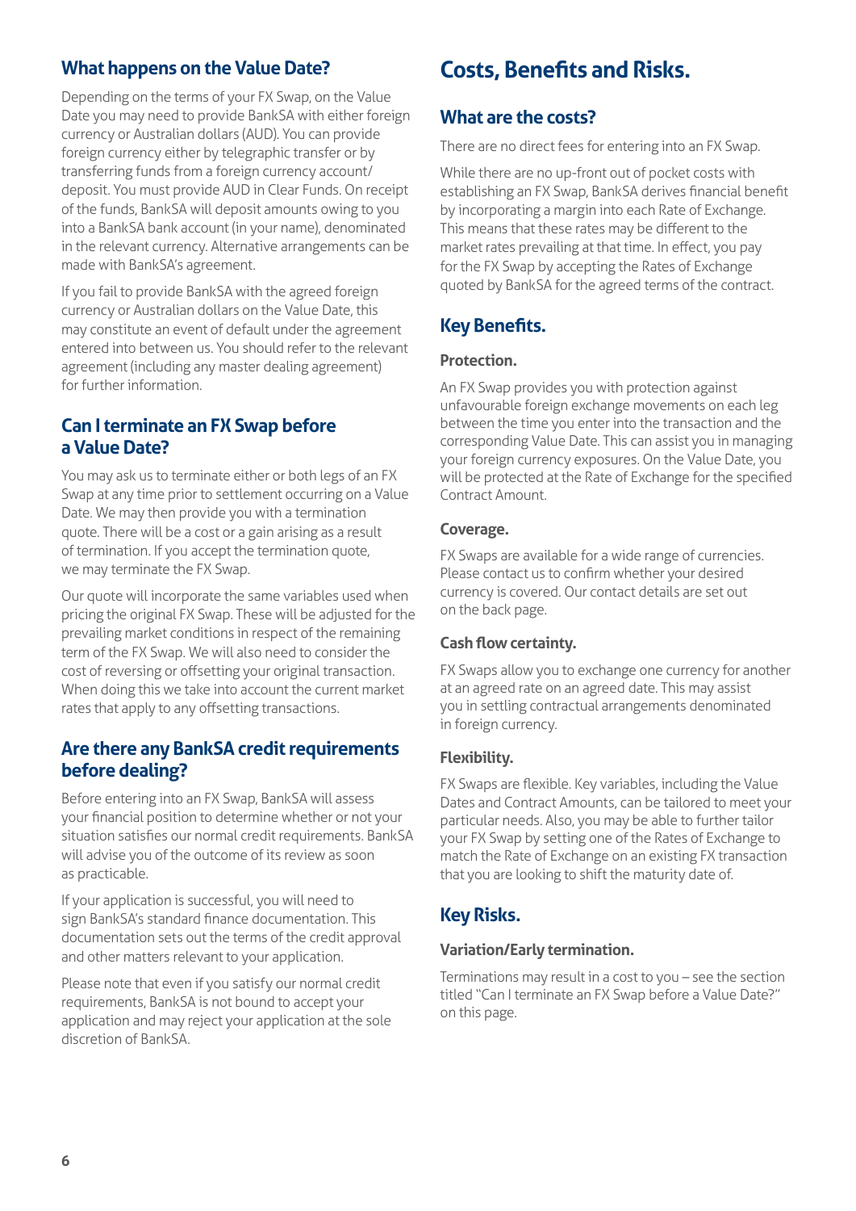## What happens on the Value Date?

Depending on the terms of your FX Swap, on the Value Date you may need to provide BankSA with either foreign currency or Australian dollars (AUD). You can provide foreign currency either by telegraphic transfer or by transferring funds from a foreign currency account/deposit. You must provide AUD in Clear Funds. On receipt of the funds, BankSA will deposit amounts owing to you into a BankSA bank account (in your name), denominated in the relevant currency. Alternative arrangements can be made with BankSA's agreement.

If you fail to provide BankSA with the agreed foreign currency or Australian dollars on the Value Date, this may constitute an event of default under the agreement entered into between us. You should refer to the relevant agreement (including any master dealing agreement) for further information.

## Can I terminate an FX Swap before a Value Date?

You may ask us to terminate either or both legs of an FX Swap at any time prior to settlement occurring on a Value Date. We may then provide you with a termination quote. There will be a cost or a gain arising as a result of termination. If you accept the termination quote, we may terminate the FX Swap.

Our quote will incorporate the same variables used when pricing the original FX Swap. These will be adjusted for the prevailing market conditions in respect of the remaining term of the FX Swap. We will also need to consider the cost of reversing or offsetting your original transaction. When doing this we take into account the current market rates that apply to any offsetting transactions.

## Are there any BankSA credit requirements before dealing?

Before entering into an FX Swap, BankSA will assess your financial position to determine whether or not your situation satisfies our normal credit requirements. BankSA will advise you of the outcome of its review as soon as practicable.

If your application is successful, you will need to sign BankSA's standard finance documentation. This documentation sets out the terms of the credit approval and other matters relevant to your application.

Please note that even if you satisfy our normal credit requirements, BankSA is not bound to accept your application and may reject your application at the sole discretion of BankSA.

# Costs, Benefits and Risks.

## What are the costs?

There are no direct fees for entering into an FX Swap.

While there are no up-front out of pocket costs with establishing an FX Swap, BankSA derives financial benefit by incorporating a margin into each Rate of Exchange. This means that these rates may be different to the market rates prevailing at that time. In effect, you pay for the FX Swap by accepting the Rates of Exchange quoted by BankSA for the agreed terms of the contract.

## Key Benefits.

### Protection.

An FX Swap provides you with protection against unfavourable foreign exchange movements on each leg between the time you enter into the transaction and the corresponding Value Date. This can assist you in managing your foreign currency exposures. On the Value Date, you will be protected at the Rate of Exchange for the specified Contract Amount.

### Coverage.

FX Swaps are available for a wide range of currencies. Please contact us to confirm whether your desired currency is covered. Our contact details are set out on the back page.

### Cash flow certainty.

FX Swaps allow you to exchange one currency for another at an agreed rate on an agreed date. This may assist you in settling contractual arrangements denominated in foreign currency.

### Flexibility.

FX Swaps are flexible. Key variables, including the Value Dates and Contract Amounts, can be tailored to meet your particular needs. Also, you may be able to further tailor your FX Swap by setting one of the Rates of Exchange to match the Rate of Exchange on an existing FX transaction that you are looking to shift the maturity date of.

## Key Risks.

### Variation/Early termination.

Terminations may result in a cost to you – see the section titled "Can I terminate an FX Swap before a Value Date?" on this page.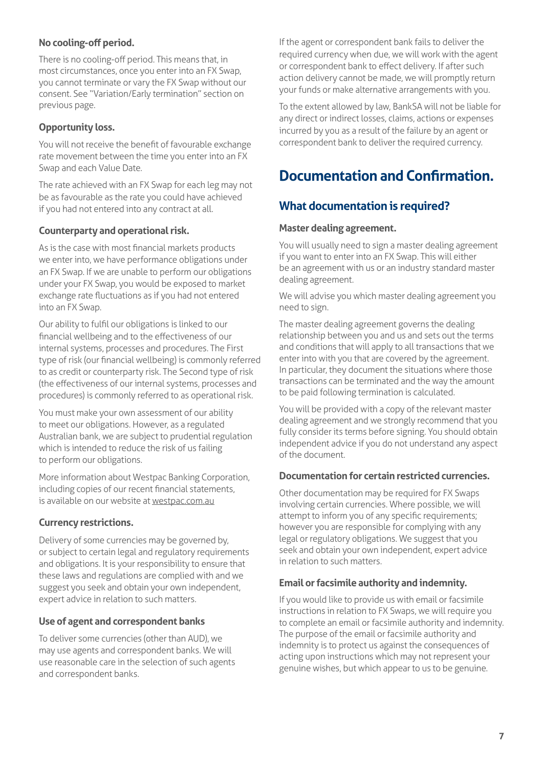### No cooling-off period.

There is no cooling-off period. This means that, in most circumstances, once you enter into an FX Swap, you cannot terminate or vary the FX Swap without our consent. See "Variation/Early termination" section on previous page.

### Opportunity loss.

You will not receive the benefit of favourable exchange rate movement between the time you enter into an FX Swap and each Value Date.

The rate achieved with an FX Swap for each leg may not be as favourable as the rate you could have achieved if you had not entered into any contract at all.

### Counterparty and operational risk.

As is the case with most financial markets products we enter into, we have performance obligations under an FX Swap. If we are unable to perform our obligations under your FX Swap, you would be exposed to market exchange rate fluctuations as if you had not entered into an FX Swap.

Our ability to fulfil our obligations is linked to our financial wellbeing and to the effectiveness of our internal systems, processes and procedures. The First type of risk (our financial wellbeing) is commonly referred to as credit or counterparty risk. The Second type of risk (the effectiveness of our internal systems, processes and procedures) is commonly referred to as operational risk.

You must make your own assessment of our ability to meet our obligations. However, as a regulated Australian bank, we are subject to prudential regulation which is intended to reduce the risk of us failing to perform our obligations.

More information about Westpac Banking Corporation, including copies of our recent financial statements, is available on our website at westpac.com.au

### Currency restrictions.

Delivery of some currencies may be governed by, or subject to certain legal and regulatory requirements and obligations. It is your responsibility to ensure that these laws and regulations are complied with and we suggest you seek and obtain your own independent, expert advice in relation to such matters.

### Use of agent and correspondent banks

To deliver some currencies (other than AUD), we may use agents and correspondent banks. We will use reasonable care in the selection of such agents and correspondent banks.

If the agent or correspondent bank fails to deliver the required currency when due, we will work with the agent or correspondent bank to effect delivery. If after such action delivery cannot be made, we will promptly return your funds or make alternative arrangements with you.

To the extent allowed by law, BankSA will not be liable for any direct or indirect losses, claims, actions or expenses incurred by you as a result of the failure by an agent or correspondent bank to deliver the required currency.

# Documentation and Confirmation.

## What documentation is required?

### Master dealing agreement.

You will usually need to sign a master dealing agreement if you want to enter into an FX Swap. This will either be an agreement with us or an industry standard master dealing agreement.

We will advise you which master dealing agreement you need to sign.

The master dealing agreement governs the dealing relationship between you and us and sets out the terms and conditions that will apply to all transactions that we enter into with you that are covered by the agreement. In particular, they document the situations where those transactions can be terminated and the way the amount to be paid following termination is calculated.

You will be provided with a copy of the relevant master dealing agreement and we strongly recommend that you fully consider its terms before signing. You should obtain independent advice if you do not understand any aspect of the document.

### Documentation for certain restricted currencies.

Other documentation may be required for FX Swaps involving certain currencies. Where possible, we will attempt to inform you of any specific requirements; however you are responsible for complying with any legal or regulatory obligations. We suggest that you seek and obtain your own independent, expert advice in relation to such matters.

### Email or facsimile authority and indemnity.

If you would like to provide us with email or facsimile instructions in relation to FX Swaps, we will require you to complete an email or facsimile authority and indemnity. The purpose of the email or facsimile authority and indemnity is to protect us against the consequences of acting upon instructions which may not represent your genuine wishes, but which appear to us to be genuine.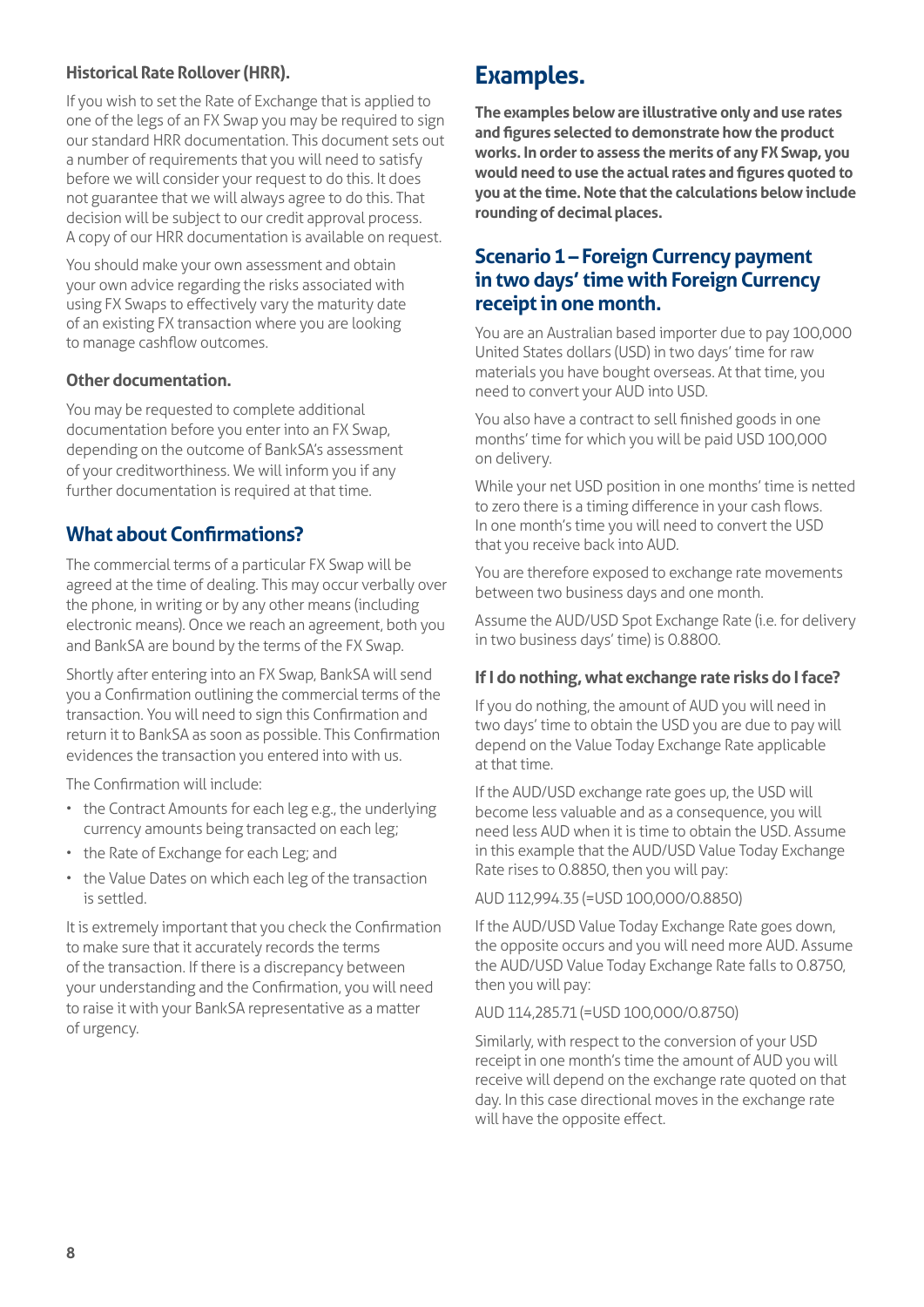### Historical Rate Rollover (HRR).

If you wish to set the Rate of Exchange that is applied to one of the legs of an FX Swap you may be required to sign our standard HRR documentation. This document sets out a number of requirements that you will need to satisfy before we will consider your request to do this. It does not guarantee that we will always agree to do this. That decision will be subject to our credit approval process. A copy of our HRR documentation is available on request.

You should make your own assessment and obtain your own advice regarding the risks associated with using FX Swaps to effectively vary the maturity date of an existing FX transaction where you are looking to manage cashflow outcomes.

### Other documentation.

You may be requested to complete additional documentation before you enter into an FX Swap, depending on the outcome of BankSA's assessment of your creditworthiness. We will inform you if any further documentation is required at that time.

## What about Confirmations?

The commercial terms of a particular FX Swap will be agreed at the time of dealing. This may occur verbally over the phone, in writing or by any other means (including electronic means). Once we reach an agreement, both you and BankSA are bound by the terms of the FX Swap.

Shortly after entering into an FX Swap, BankSA will send you a Confirmation outlining the commercial terms of the transaction. You will need to sign this Confirmation and return it to BankSA as soon as possible. This Confirmation evidences the transaction you entered into with us.

The Confirmation will include:

- the Contract Amounts for each leg e.g., the underlying currency amounts being transacted on each leg;
- the Rate of Exchange for each Leg; and
- the Value Dates on which each leg of the transaction is settled.

It is extremely important that you check the Confirmation to make sure that it accurately records the terms of the transaction. If there is a discrepancy between your understanding and the Confirmation, you will need to raise it with your BankSA representative as a matter of urgency.

# Examples.

**The examples below are illustrative only and use rates and figures selected to demonstrate how the product works. In order to assess the merits of any FX Swap, you would need to use the actual rates and figures quoted to you at the time. Note that the calculations below include rounding of decimal places.**

## Scenario 1 – Foreign Currency payment in two days' time with Foreign Currency receipt in one month.

You are an Australian based importer due to pay 100,000 United States dollars (USD) in two days' time for raw materials you have bought overseas. At that time, you need to convert your AUD into USD.

You also have a contract to sell finished goods in one months' time for which you will be paid USD 100,000 on delivery.

While your net USD position in one months' time is netted to zero there is a timing difference in your cash flows. In one month's time you will need to convert the USD that you receive back into AUD.

You are therefore exposed to exchange rate movements between two business days and one month.

Assume the AUD/USD Spot Exchange Rate (i.e. for delivery in two business days' time) is 0.8800.

### If I do nothing, what exchange rate risks do I face?

If you do nothing, the amount of AUD you will need in two days' time to obtain the USD you are due to pay will depend on the Value Today Exchange Rate applicable at that time.

If the AUD/USD exchange rate goes up, the USD will become less valuable and as a consequence, you will need less AUD when it is time to obtain the USD. Assume in this example that the AUD/USD Value Today Exchange Rate rises to 0.8850, then you will pay:

AUD 112,994.35 (=USD 100,000/0.8850)

If the AUD/USD Value Today Exchange Rate goes down, the opposite occurs and you will need more AUD. Assume the AUD/USD Value Today Exchange Rate falls to 0.8750, then you will pay:

AUD 114,285.71 (=USD 100,000/0.8750)

Similarly, with respect to the conversion of your USD receipt in one month's time the amount of AUD you will receive will depend on the exchange rate quoted on that day. In this case directional moves in the exchange rate will have the opposite effect.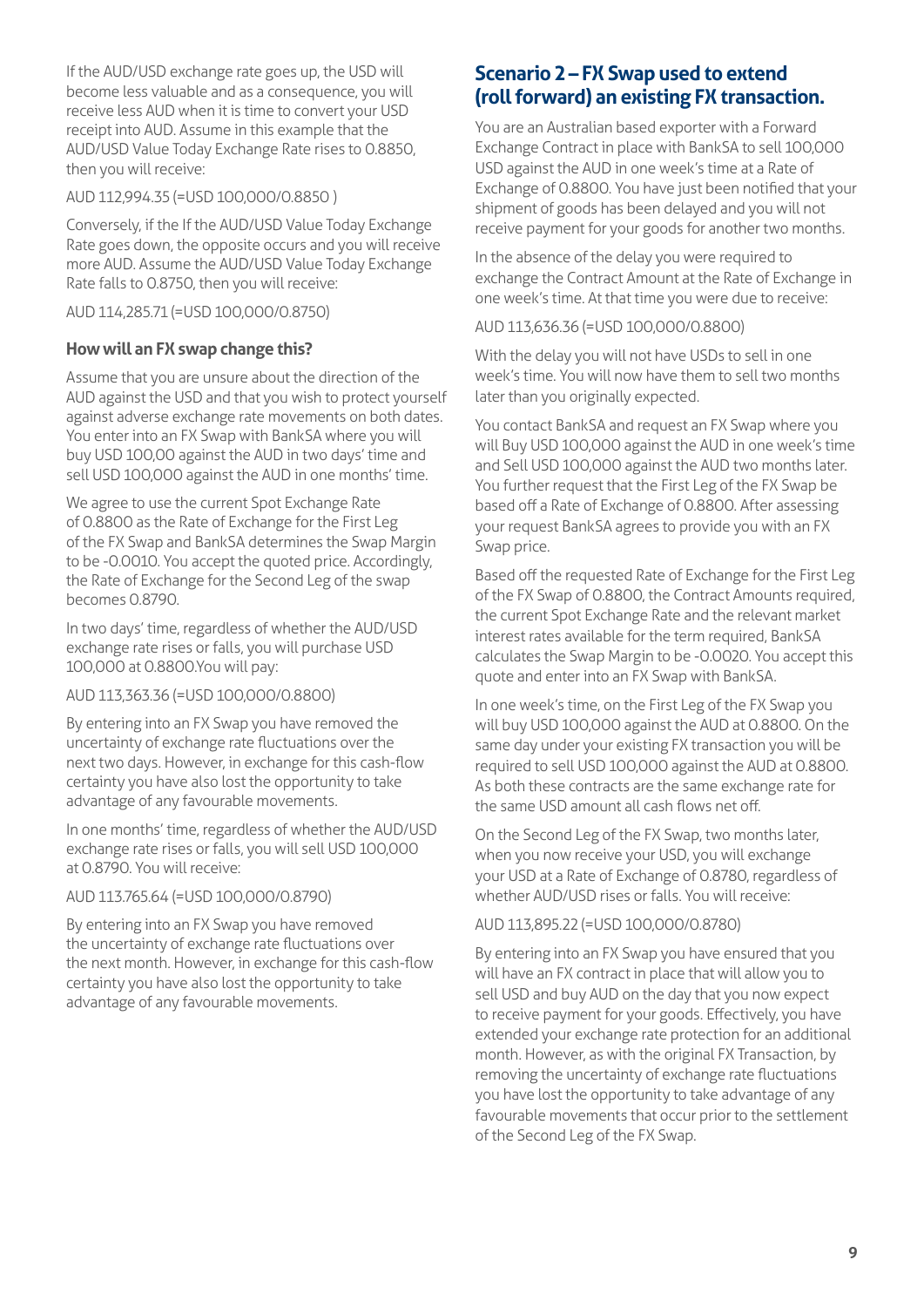If the AUD/USD exchange rate goes up, the USD will become less valuable and as a consequence, you will receive less AUD when it is time to convert your USD receipt into AUD. Assume in this example that the AUD/USD Value Today Exchange Rate rises to 0.8850, then you will receive:

AUD 112,994.35 (=USD 100,000/0.8850 )

Conversely, if the If the AUD/USD Value Today Exchange Rate goes down, the opposite occurs and you will receive more AUD. Assume the AUD/USD Value Today Exchange Rate falls to 0.8750, then you will receive:

AUD 114,285.71 (=USD 100,000/0.8750)

### How will an FX swap change this?

Assume that you are unsure about the direction of the AUD against the USD and that you wish to protect yourself against adverse exchange rate movements on both dates. You enter into an FX Swap with BankSA where you will buy USD 100,00 against the AUD in two days' time and sell USD 100,000 against the AUD in one months' time.

We agree to use the current Spot Exchange Rate of 0.8800 as the Rate of Exchange for the First Leg of the FX Swap and BankSA determines the Swap Margin to be -0.0010. You accept the quoted price. Accordingly, the Rate of Exchange for the Second Leg of the swap becomes 0.8790.

In two days' time, regardless of whether the AUD/USD exchange rate rises or falls, you will purchase USD 100,000 at 0.8800.You will pay:

AUD 113,363.36 (=USD 100,000/0.8800)

By entering into an FX Swap you have removed the uncertainty of exchange rate fluctuations over the next two days. However, in exchange for this cash-flow certainty you have also lost the opportunity to take advantage of any favourable movements.

In one months' time, regardless of whether the AUD/USD exchange rate rises or falls, you will sell USD 100,000 at 0.8790. You will receive:

AUD 113.765.64 (=USD 100,000/0.8790)

By entering into an FX Swap you have removed the uncertainty of exchange rate fluctuations over the next month. However, in exchange for this cash-flow certainty you have also lost the opportunity to take advantage of any favourable movements.

## Scenario 2 – FX Swap used to extend (roll forward) an existing FX transaction.

You are an Australian based exporter with a Forward Exchange Contract in place with BankSA to sell 100,000 USD against the AUD in one week's time at a Rate of Exchange of 0.8800. You have just been notified that your shipment of goods has been delayed and you will not receive payment for your goods for another two months.

In the absence of the delay you were required to exchange the Contract Amount at the Rate of Exchange in one week's time. At that time you were due to receive:

AUD 113,636.36 (=USD 100,000/0.8800)

With the delay you will not have USDs to sell in one week's time. You will now have them to sell two months later than you originally expected.

You contact BankSA and request an FX Swap where you will Buy USD 100,000 against the AUD in one week's time and Sell USD 100,000 against the AUD two months later. You further request that the First Leg of the FX Swap be based off a Rate of Exchange of 0.8800. After assessing your request BankSA agrees to provide you with an FX Swap price.

Based off the requested Rate of Exchange for the First Leg of the FX Swap of 0.8800, the Contract Amounts required, the current Spot Exchange Rate and the relevant market interest rates available for the term required, BankSA calculates the Swap Margin to be -0.0020. You accept this quote and enter into an FX Swap with BankSA.

In one week's time, on the First Leg of the FX Swap you will buy USD 100,000 against the AUD at 0.8800. On the same day under your existing FX transaction you will be required to sell USD 100,000 against the AUD at 0.8800. As both these contracts are the same exchange rate for the same USD amount all cash flows net off.

On the Second Leg of the FX Swap, two months later, when you now receive your USD, you will exchange your USD at a Rate of Exchange of 0.8780, regardless of whether AUD/USD rises or falls. You will receive:

AUD 113,895.22 (=USD 100,000/0.8780)

By entering into an FX Swap you have ensured that you will have an FX contract in place that will allow you to sell USD and buy AUD on the day that you now expect to receive payment for your goods. Effectively, you have extended your exchange rate protection for an additional month. However, as with the original FX Transaction, by removing the uncertainty of exchange rate fluctuations you have lost the opportunity to take advantage of any favourable movements that occur prior to the settlement of the Second Leg of the FX Swap.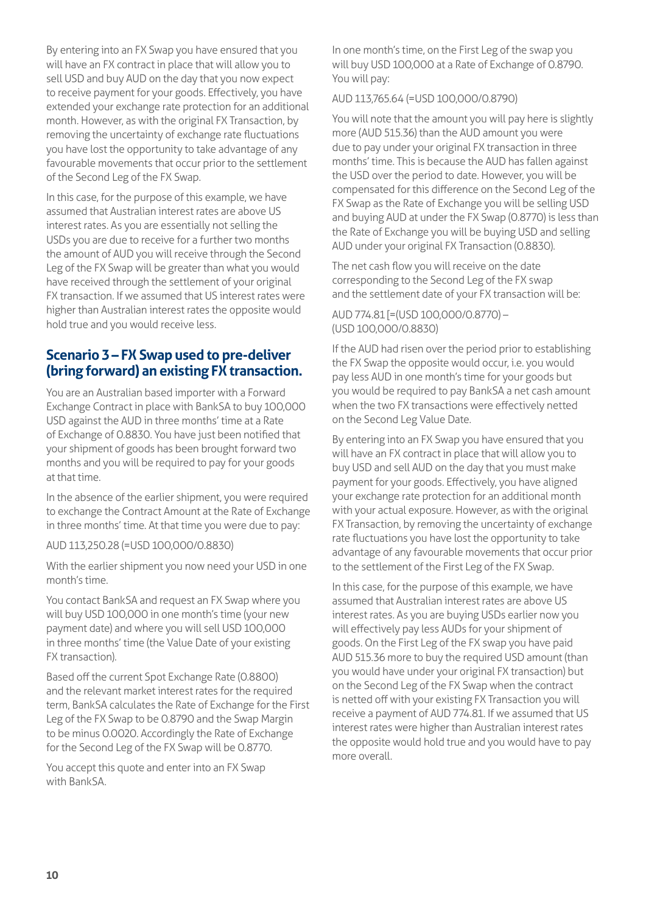By entering into an FX Swap you have ensured that you will have an FX contract in place that will allow you to sell USD and buy AUD on the day that you now expect to receive payment for your goods. Effectively, you have extended your exchange rate protection for an additional month. However, as with the original FX Transaction, by removing the uncertainty of exchange rate fluctuations you have lost the opportunity to take advantage of any favourable movements that occur prior to the settlement of the Second Leg of the FX Swap.

In this case, for the purpose of this example, we have assumed that Australian interest rates are above US interest rates. As you are essentially not selling the USDs you are due to receive for a further two months the amount of AUD you will receive through the Second Leg of the FX Swap will be greater than what you would have received through the settlement of your original FX transaction. If we assumed that US interest rates were higher than Australian interest rates the opposite would hold true and you would receive less.

## Scenario 3 – FX Swap used to pre-deliver (bring forward) an existing FX transaction.

You are an Australian based importer with a Forward Exchange Contract in place with BankSA to buy 100,000 USD against the AUD in three months' time at a Rate of Exchange of 0.8830. You have just been notified that your shipment of goods has been brought forward two months and you will be required to pay for your goods at that time.

In the absence of the earlier shipment, you were required to exchange the Contract Amount at the Rate of Exchange in three months' time. At that time you were due to pay:

AUD 113,250.28 (=USD 100,000/0.8830)

With the earlier shipment you now need your USD in one month's time.

You contact BankSA and request an FX Swap where you will buy USD 100,000 in one month's time (your new payment date) and where you will sell USD 100,000 in three months' time (the Value Date of your existing FX transaction).

Based off the current Spot Exchange Rate (0.8800) and the relevant market interest rates for the required term, BankSA calculates the Rate of Exchange for the First Leg of the FX Swap to be 0.8790 and the Swap Margin to be minus 0.0020. Accordingly the Rate of Exchange for the Second Leg of the FX Swap will be 0.8770.

You accept this quote and enter into an FX Swap with BankSA.

In one month's time, on the First Leg of the swap you will buy USD 100,000 at a Rate of Exchange of 0.8790. You will pay:

AUD 113,765.64 (=USD 100,000/0.8790)

You will note that the amount you will pay here is slightly more (AUD 515.36) than the AUD amount you were due to pay under your original FX transaction in three months' time. This is because the AUD has fallen against the USD over the period to date. However, you will be compensated for this difference on the Second Leg of the FX Swap as the Rate of Exchange you will be selling USD and buying AUD at under the FX Swap (0.8770) is less than the Rate of Exchange you will be buying USD and selling AUD under your original FX Transaction (0.8830).

The net cash flow you will receive on the date corresponding to the Second Leg of the FX swap and the settlement date of your FX transaction will be:

AUD 774.81 [=(USD 100,000/0.8770) – (USD 100,000/0.8830)

If the AUD had risen over the period prior to establishing the FX Swap the opposite would occur, i.e. you would pay less AUD in one month's time for your goods but you would be required to pay BankSA a net cash amount when the two FX transactions were effectively netted on the Second Leg Value Date.

By entering into an FX Swap you have ensured that you will have an FX contract in place that will allow you to buy USD and sell AUD on the day that you must make payment for your goods. Effectively, you have aligned your exchange rate protection for an additional month with your actual exposure. However, as with the original FX Transaction, by removing the uncertainty of exchange rate fluctuations you have lost the opportunity to take advantage of any favourable movements that occur prior to the settlement of the First Leg of the FX Swap.

In this case, for the purpose of this example, we have assumed that Australian interest rates are above US interest rates. As you are buying USDs earlier now you will effectively pay less AUDs for your shipment of goods. On the First Leg of the FX swap you have paid AUD 515.36 more to buy the required USD amount (than you would have under your original FX transaction) but on the Second Leg of the FX Swap when the contract is netted off with your existing FX Transaction you will receive a payment of AUD 774.81. If we assumed that US interest rates were higher than Australian interest rates the opposite would hold true and you would have to pay more overall.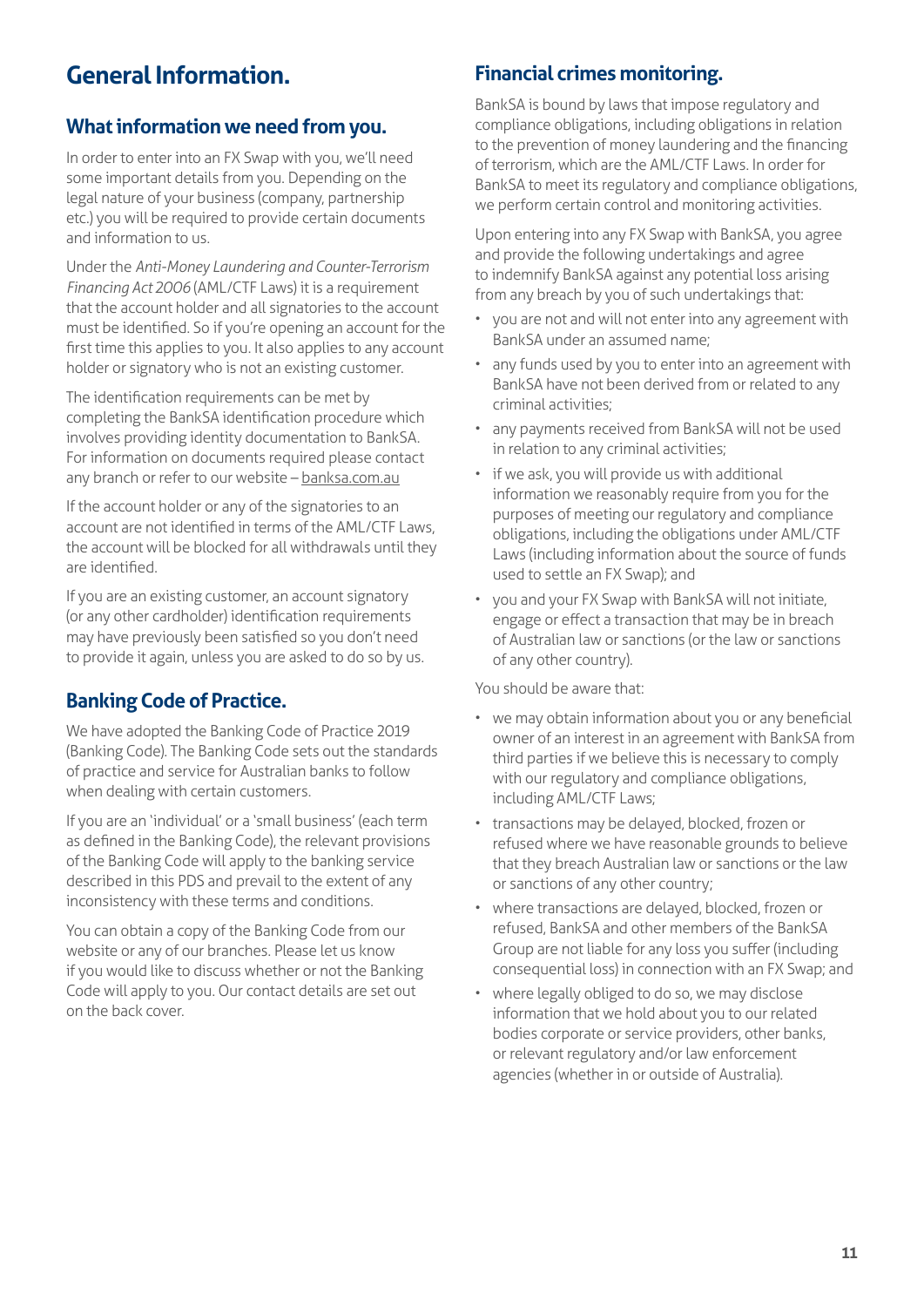# General Information.

## What information we need from you.

In order to enter into an FX Swap with you, we'll need some important details from you. Depending on the legal nature of your business (company, partnership etc.) you will be required to provide certain documents and information to us.

Under the *Anti-Money Laundering and Counter-Terrorism Financing Act 2006* (AML/CTF Laws) it is a requirement that the account holder and all signatories to the account must be identified. So if you're opening an account for the first time this applies to you. It also applies to any account holder or signatory who is not an existing customer.

The identification requirements can be met by completing the BankSA identification procedure which involves providing identity documentation to BankSA. For information on documents required please contact any branch or refer to our website – banksa.com.au

If the account holder or any of the signatories to an account are not identified in terms of the AML/CTF Laws, the account will be blocked for all withdrawals until they are identified.

If you are an existing customer, an account signatory (or any other cardholder) identification requirements may have previously been satisfied so you don't need to provide it again, unless you are asked to do so by us.

## Banking Code of Practice.

We have adopted the Banking Code of Practice 2019 (Banking Code). The Banking Code sets out the standards of practice and service for Australian banks to follow when dealing with certain customers.

If you are an 'individual' or a 'small business' (each term as defined in the Banking Code), the relevant provisions of the Banking Code will apply to the banking service described in this PDS and prevail to the extent of any inconsistency with these terms and conditions.

You can obtain a copy of the Banking Code from our website or any of our branches. Please let us know if you would like to discuss whether or not the Banking Code will apply to you. Our contact details are set out on the back cover.

## Financial crimes monitoring.

BankSA is bound by laws that impose regulatory and compliance obligations, including obligations in relation to the prevention of money laundering and the financing of terrorism, which are the AML/CTF Laws. In order for BankSA to meet its regulatory and compliance obligations, we perform certain control and monitoring activities.

Upon entering into any FX Swap with BankSA, you agree and provide the following undertakings and agree to indemnify BankSA against any potential loss arising from any breach by you of such undertakings that:

- you are not and will not enter into any agreement with BankSA under an assumed name;
- any funds used by you to enter into an agreement with BankSA have not been derived from or related to any criminal activities;
- any payments received from BankSA will not be used in relation to any criminal activities;
- if we ask, you will provide us with additional information we reasonably require from you for the purposes of meeting our regulatory and compliance obligations, including the obligations under AML/CTF Laws (including information about the source of funds used to settle an FX Swap); and
- you and your FX Swap with BankSA will not initiate, engage or effect a transaction that may be in breach of Australian law or sanctions (or the law or sanctions of any other country).

You should be aware that:

- we may obtain information about you or any beneficial owner of an interest in an agreement with BankSA from third parties if we believe this is necessary to comply with our regulatory and compliance obligations, including AML/CTF Laws;
- transactions may be delayed, blocked, frozen or refused where we have reasonable grounds to believe that they breach Australian law or sanctions or the law or sanctions of any other country;
- where transactions are delayed, blocked, frozen or refused, BankSA and other members of the BankSA Group are not liable for any loss you suffer (including consequential loss) in connection with an FX Swap; and
- where legally obliged to do so, we may disclose information that we hold about you to our related bodies corporate or service providers, other banks, or relevant regulatory and/or law enforcement agencies (whether in or outside of Australia).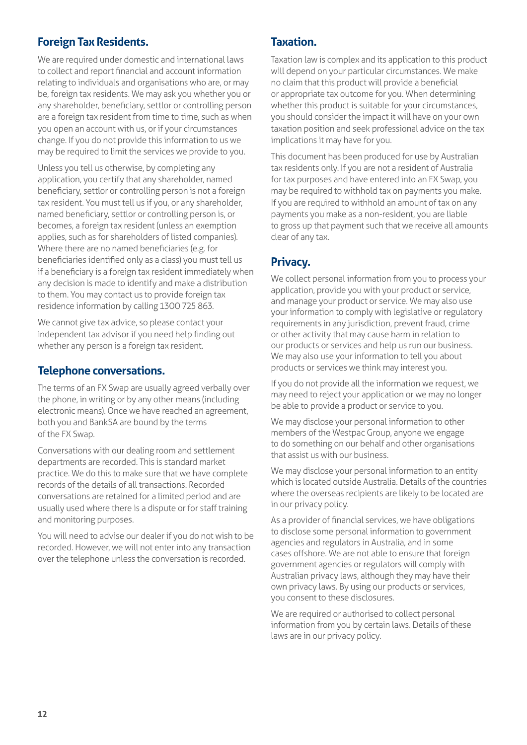## Foreign Tax Residents.

We are required under domestic and international laws to collect and report financial and account information relating to individuals and organisations who are, or may be, foreign tax residents. We may ask you whether you or any shareholder, beneficiary, settlor or controlling person are a foreign tax resident from time to time, such as when you open an account with us, or if your circumstances change. If you do not provide this information to us we may be required to limit the services we provide to you.

Unless you tell us otherwise, by completing any application, you certify that any shareholder, named beneficiary, settlor or controlling person is not a foreign tax resident. You must tell us if you, or any shareholder, named beneficiary, settlor or controlling person is, or becomes, a foreign tax resident (unless an exemption applies, such as for shareholders of listed companies). Where there are no named beneficiaries (e.g. for beneficiaries identified only as a class) you must tell us if a beneficiary is a foreign tax resident immediately when any decision is made to identify and make a distribution to them. You may contact us to provide foreign tax residence information by calling 1300 725 863.

We cannot give tax advice, so please contact your independent tax advisor if you need help finding out whether any person is a foreign tax resident.

## Telephone conversations.

The terms of an FX Swap are usually agreed verbally over the phone, in writing or by any other means (including electronic means). Once we have reached an agreement, both you and BankSA are bound by the terms of the FX Swap.

Conversations with our dealing room and settlement departments are recorded. This is standard market practice. We do this to make sure that we have complete records of the details of all transactions. Recorded conversations are retained for a limited period and are usually used where there is a dispute or for staff training and monitoring purposes.

You will need to advise our dealer if you do not wish to be recorded. However, we will not enter into any transaction over the telephone unless the conversation is recorded.

## Taxation.

Taxation law is complex and its application to this product will depend on your particular circumstances. We make no claim that this product will provide a beneficial or appropriate tax outcome for you. When determining whether this product is suitable for your circumstances, you should consider the impact it will have on your own taxation position and seek professional advice on the tax implications it may have for you.

This document has been produced for use by Australian tax residents only. If you are not a resident of Australia for tax purposes and have entered into an FX Swap, you may be required to withhold tax on payments you make. If you are required to withhold an amount of tax on any payments you make as a non-resident, you are liable to gross up that payment such that we receive all amounts clear of any tax.

## Privacy.

We collect personal information from you to process your application, provide you with your product or service, and manage your product or service. We may also use your information to comply with legislative or regulatory requirements in any jurisdiction, prevent fraud, crime or other activity that may cause harm in relation to our products or services and help us run our business. We may also use your information to tell you about products or services we think may interest you.

If you do not provide all the information we request, we may need to reject your application or we may no longer be able to provide a product or service to you.

We may disclose your personal information to other members of the Westpac Group, anyone we engage to do something on our behalf and other organisations that assist us with our business.

We may disclose your personal information to an entity which is located outside Australia. Details of the countries where the overseas recipients are likely to be located are in our privacy policy.

As a provider of financial services, we have obligations to disclose some personal information to government agencies and regulators in Australia, and in some cases offshore. We are not able to ensure that foreign government agencies or regulators will comply with Australian privacy laws, although they may have their own privacy laws. By using our products or services, you consent to these disclosures.

We are required or authorised to collect personal information from you by certain laws. Details of these laws are in our privacy policy.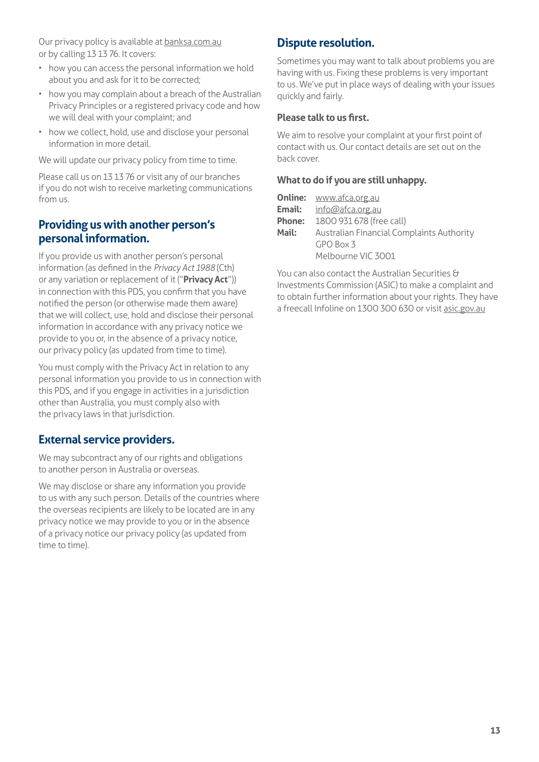Our privacy policy is available at banksa.com.au or by calling 13 13 76. It covers:

- how you can access the personal information we hold about you and ask for it to be corrected;
- how you may complain about a breach of the Australian Privacy Principles or a registered privacy code and how we will deal with your complaint; and
- how we collect, hold, use and disclose your personal information in more detail.

We will update our privacy policy from time to time.

Please call us on 13 13 76 or visit any of our branches if you do not wish to receive marketing communications from us.

## Providing us with another person's personal information.

If you provide us with another person's personal information (as defined in the *Privacy Act 1988* (Cth) or any variation or replacement of it ("**Privacy Act**")) in connection with this PDS, you confirm that you have notified the person (or otherwise made them aware) that we will collect, use, hold and disclose their personal information in accordance with any privacy notice we provide to you or, in the absence of a privacy notice, our privacy policy (as updated from time to time).

You must comply with the Privacy Act in relation to any personal information you provide to us in connection with this PDS, and if you engage in activities in a jurisdiction other than Australia, you must comply also with the privacy laws in that jurisdiction.

## External service providers.

We may subcontract any of our rights and obligations to another person in Australia or overseas.

We may disclose or share any information you provide to us with any such person. Details of the countries where the overseas recipients are likely to be located are in any privacy notice we may provide to you or in the absence of a privacy notice our privacy policy (as updated from time to time).

## Dispute resolution.

Sometimes you may want to talk about problems you are having with us. Fixing these problems is very important to us. We've put in place ways of dealing with your issues quickly and fairly.

### Please talk to us first.

We aim to resolve your complaint at your first point of contact with us. Our contact details are set out on the back cover.

### What to do if you are still unhappy.

**Online:** www.afca.org.au
**Email:** info@afca.org.au
**Phone:** 1800 931 678 (free call)
**Mail:** Australian Financial Complaints Authority
GPO Box 3
Melbourne VIC 3001

You can also contact the Australian Securities & Investments Commission (ASIC) to make a complaint and to obtain further information about your rights. They have a freecall Infoline on 1300 300 630 or visit asic.gov.au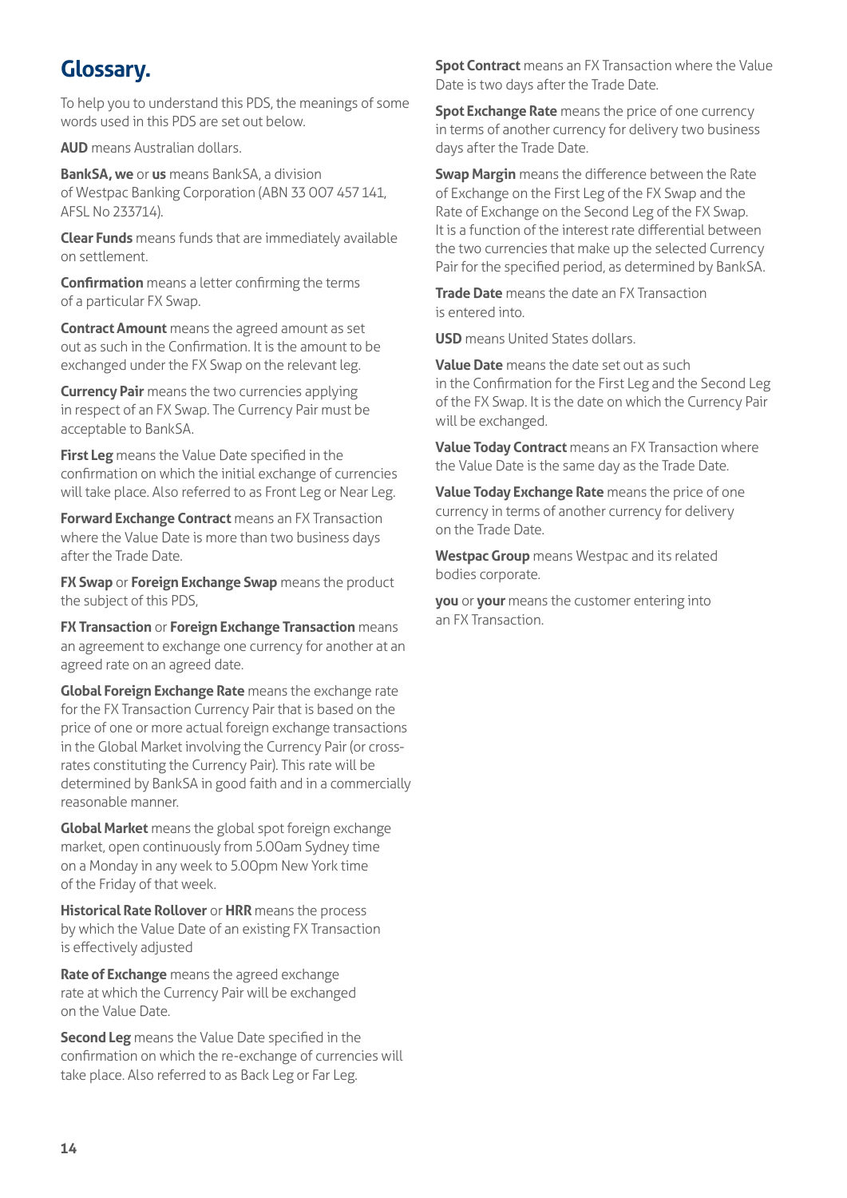# Glossary.

To help you to understand this PDS, the meanings of some words used in this PDS are set out below.

**AUD** means Australian dollars.

**BankSA, we** or **us** means BankSA, a division of Westpac Banking Corporation (ABN 33 007 457 141, AFSL No 233714).

**Clear Funds** means funds that are immediately available on settlement.

**Confirmation** means a letter confirming the terms of a particular FX Swap.

**Contract Amount** means the agreed amount as set out as such in the Confirmation. It is the amount to be exchanged under the FX Swap on the relevant leg.

**Currency Pair** means the two currencies applying in respect of an FX Swap. The Currency Pair must be acceptable to BankSA.

**First Leg** means the Value Date specified in the confirmation on which the initial exchange of currencies will take place. Also referred to as Front Leg or Near Leg.

**Forward Exchange Contract** means an FX Transaction where the Value Date is more than two business days after the Trade Date.

**FX Swap** or **Foreign Exchange Swap** means the product the subject of this PDS,

**FX Transaction** or **Foreign Exchange Transaction** means an agreement to exchange one currency for another at an agreed rate on an agreed date.

**Global Foreign Exchange Rate** means the exchange rate for the FX Transaction Currency Pair that is based on the price of one or more actual foreign exchange transactions in the Global Market involving the Currency Pair (or cross-rates constituting the Currency Pair). This rate will be determined by BankSA in good faith and in a commercially reasonable manner.

**Global Market** means the global spot foreign exchange market, open continuously from 5.00am Sydney time on a Monday in any week to 5.00pm New York time of the Friday of that week.

**Historical Rate Rollover** or **HRR** means the process by which the Value Date of an existing FX Transaction is effectively adjusted

**Rate of Exchange** means the agreed exchange rate at which the Currency Pair will be exchanged on the Value Date.

**Second Leg** means the Value Date specified in the confirmation on which the re-exchange of currencies will take place. Also referred to as Back Leg or Far Leg.

**Spot Contract** means an FX Transaction where the Value Date is two days after the Trade Date.

**Spot Exchange Rate** means the price of one currency in terms of another currency for delivery two business days after the Trade Date.

**Swap Margin** means the difference between the Rate of Exchange on the First Leg of the FX Swap and the Rate of Exchange on the Second Leg of the FX Swap. It is a function of the interest rate differential between the two currencies that make up the selected Currency Pair for the specified period, as determined by BankSA.

**Trade Date** means the date an FX Transaction is entered into.

**USD** means United States dollars.

**Value Date** means the date set out as such in the Confirmation for the First Leg and the Second Leg of the FX Swap. It is the date on which the Currency Pair will be exchanged.

**Value Today Contract** means an FX Transaction where the Value Date is the same day as the Trade Date.

**Value Today Exchange Rate** means the price of one currency in terms of another currency for delivery on the Trade Date.

**Westpac Group** means Westpac and its related bodies corporate.

**you** or **your** means the customer entering into an FX Transaction.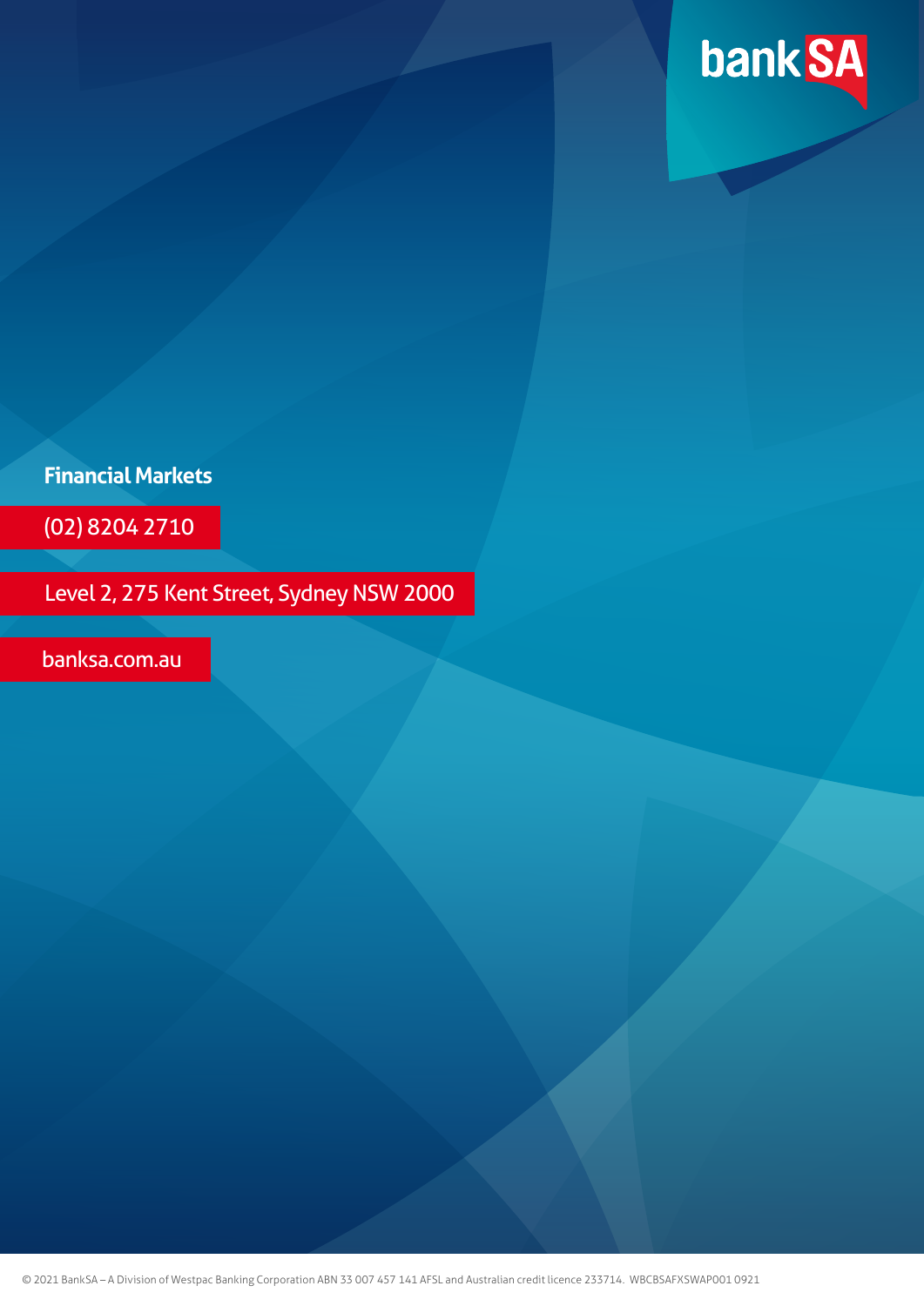bankSA

**Financial Markets**

(02) 8204 2710

Level 2, 275 Kent Street, Sydney NSW 2000

banksa.com.au

© 2021 BankSA – A Division of Westpac Banking Corporation ABN 33 007 457 141 AFSL and Australian credit licence 233714. WBCBSAFXSWAP001 0921